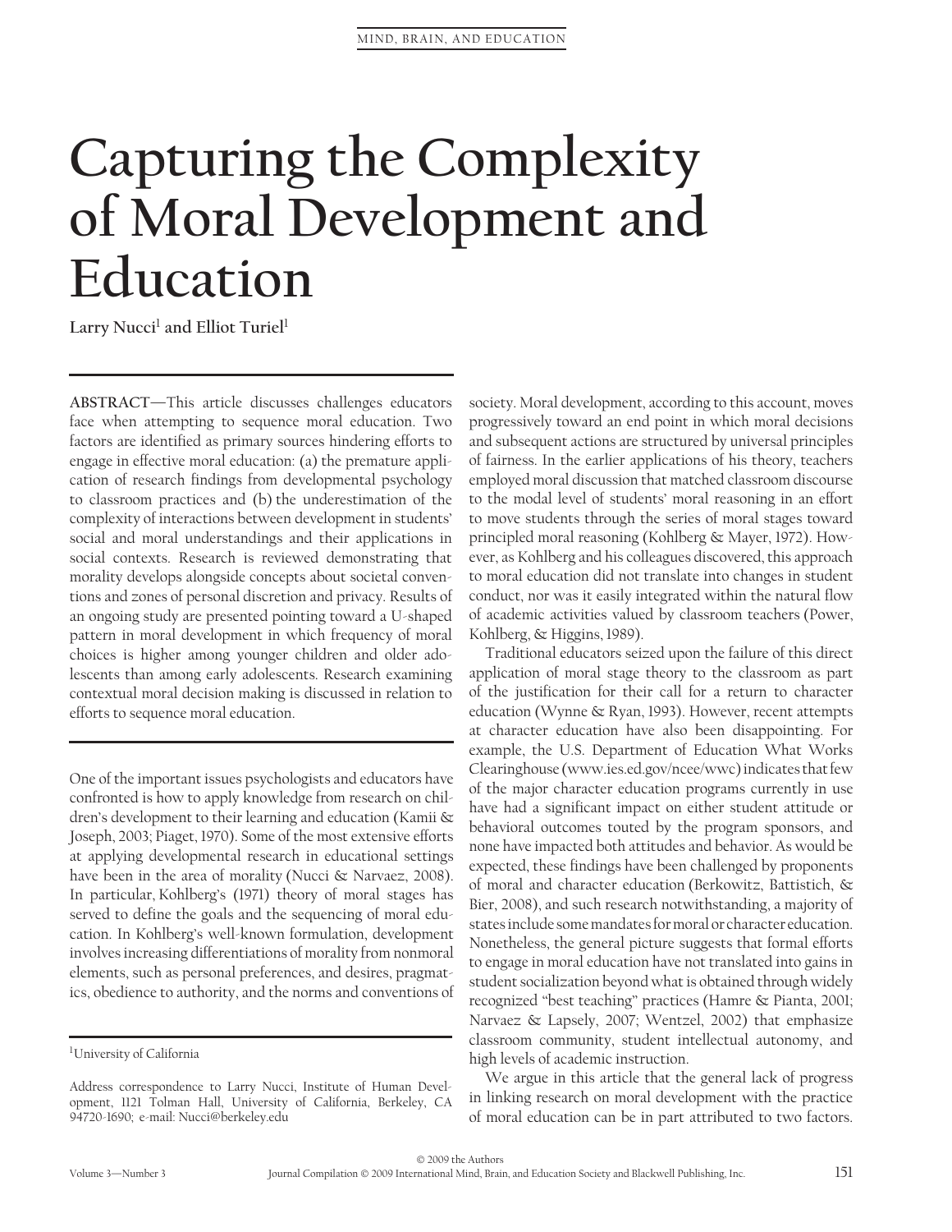# Capturing the Complexity of Moral Development and Education

**Larry Nucci[1] and Elliot Turiel[1]**

**ABSTRACT**—This article discusses challenges educators face when attempting to sequence moral education. Two factors are identified as primary sources hindering efforts to engage in effective moral education: (a) the premature application of research findings from developmental psychology to classroom practices and (b) the underestimation of the complexity of interactions between development in students' social and moral understandings and their applications in social contexts. Research is reviewed demonstrating that morality develops alongside concepts about societal conventions and zones of personal discretion and privacy. Results of an ongoing study are presented pointing toward a U-shaped pattern in moral development in which frequency of moral choices is higher among younger children and older adolescents than among early adolescents. Research examining contextual moral decision making is discussed in relation to efforts to sequence moral education.

One of the important issues psychologists and educators have confronted is how to apply knowledge from research on children's development to their learning and education (Kamii & Joseph, 2003; Piaget, 1970). Some of the most extensive efforts at applying developmental research in educational settings have been in the area of morality (Nucci & Narvaez, 2008). In particular, Kohlberg's (1971) theory of moral stages has served to define the goals and the sequencing of moral education. In Kohlberg's well-known formulation, development involves increasing differentiations of morality from nonmoral elements, such as personal preferences, and desires, pragmatics, obedience to authority, and the norms and conventions of society. Moral development, according to this account, moves progressively toward an end point in which moral decisions and subsequent actions are structured by universal principles of fairness. In the earlier applications of his theory, teachers employed moral discussion that matched classroom discourse to the modal level of students' moral reasoning in an effort to move students through the series of moral stages toward principled moral reasoning (Kohlberg & Mayer, 1972). However, as Kohlberg and his colleagues discovered, this approach to moral education did not translate into changes in student conduct, nor was it easily integrated within the natural flow of academic activities valued by classroom teachers (Power, Kohlberg, & Higgins, 1989).

Traditional educators seized upon the failure of this direct application of moral stage theory to the classroom as part of the justification for their call for a return to character education (Wynne & Ryan, 1993). However, recent attempts at character education have also been disappointing. For example, the U.S. Department of Education What Works Clearinghouse (www.ies.ed.gov/ncee/wwc) indicates that few of the major character education programs currently in use have had a significant impact on either student attitude or behavioral outcomes touted by the program sponsors, and none have impacted both attitudes and behavior. As would be expected, these findings have been challenged by proponents of moral and character education (Berkowitz, Battistich, & Bier, 2008), and such research notwithstanding, a majority of states include some mandates for moral or character education. Nonetheless, the general picture suggests that formal efforts to engage in moral education have not translated into gains in student socialization beyond what is obtained through widely recognized "best teaching" practices (Hamre & Pianta, 2001; Narvaez & Lapsely, 2007; Wentzel, 2002) that emphasize classroom community, student intellectual autonomy, and high levels of academic instruction.

We argue in this article that the general lack of progress in linking research on moral development with the practice of moral education can be in part attributed to two factors.

[1]University of California

Address correspondence to Larry Nucci, Institute of Human Development, 1121 Tolman Hall, University of California, Berkeley, CA 94720-1690; e-mail: Nucci@berkeley.edu

© 2009 the Authors
Journal Compilation © 2009 International Mind, Brain, and Education Society and Blackwell Publishing, Inc.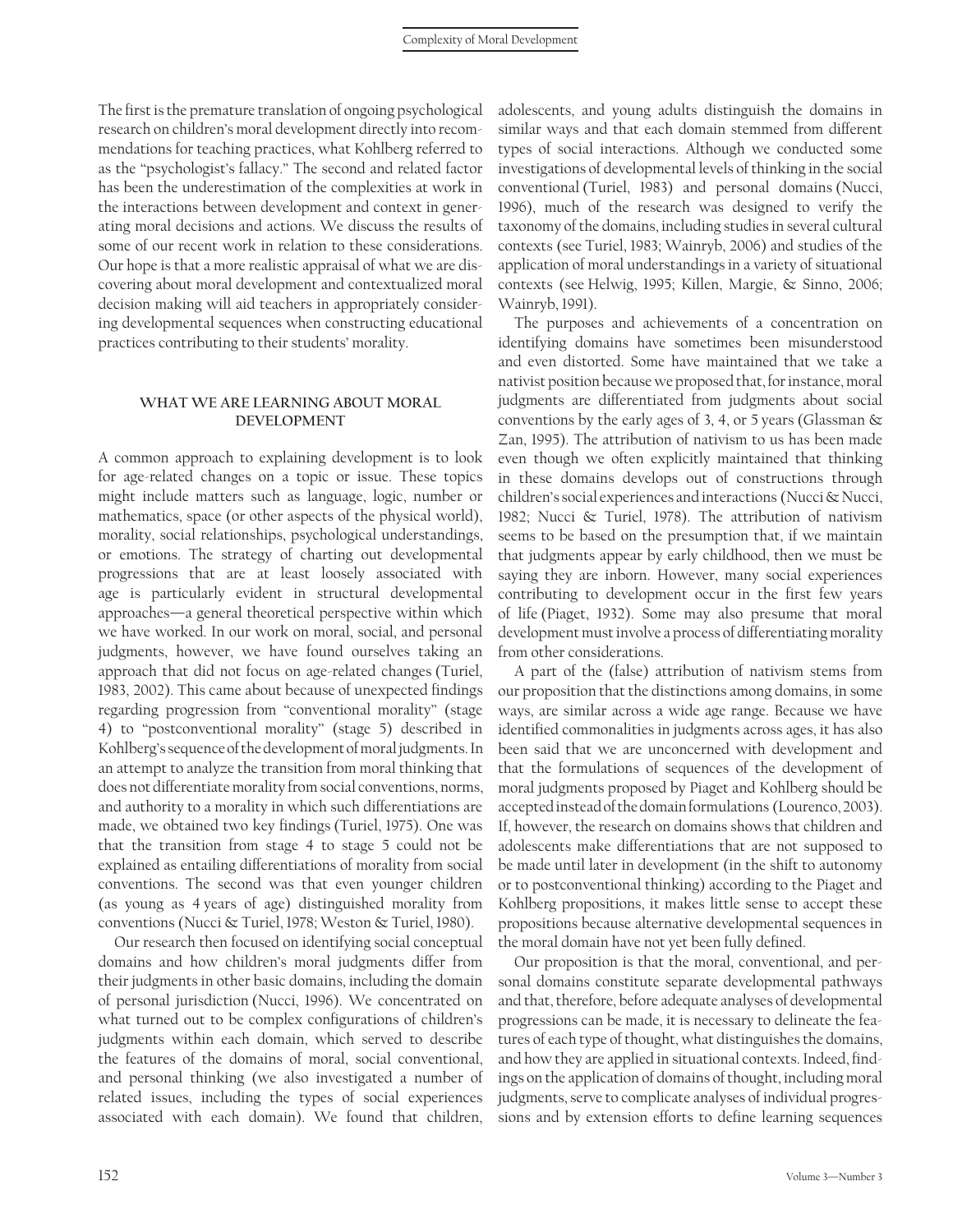The first is the premature translation of ongoing psychological research on children's moral development directly into recommendations for teaching practices, what Kohlberg referred to as the "psychologist's fallacy." The second and related factor has been the underestimation of the complexities at work in the interactions between development and context in generating moral decisions and actions. We discuss the results of some of our recent work in relation to these considerations. Our hope is that a more realistic appraisal of what we are discovering about moral development and contextualized moral decision making will aid teachers in appropriately considering developmental sequences when constructing educational practices contributing to their students' morality.

## WHAT WE ARE LEARNING ABOUT MORAL DEVELOPMENT

A common approach to explaining development is to look for age-related changes on a topic or issue. These topics might include matters such as language, logic, number or mathematics, space (or other aspects of the physical world), morality, social relationships, psychological understandings, or emotions. The strategy of charting out developmental progressions that are at least loosely associated with age is particularly evident in structural developmental approaches—a general theoretical perspective within which we have worked. In our work on moral, social, and personal judgments, however, we have found ourselves taking an approach that did not focus on age-related changes (Turiel, 1983, 2002). This came about because of unexpected findings regarding progression from "conventional morality" (stage 4) to "postconventional morality" (stage 5) described in Kohlberg's sequence of the development of moral judgments. In an attempt to analyze the transition from moral thinking that does not differentiate morality from social conventions, norms, and authority to a morality in which such differentiations are made, we obtained two key findings (Turiel, 1975). One was that the transition from stage 4 to stage 5 could not be explained as entailing differentiations of morality from social conventions. The second was that even younger children (as young as 4 years of age) distinguished morality from conventions (Nucci & Turiel, 1978; Weston & Turiel, 1980).

Our research then focused on identifying social conceptual domains and how children's moral judgments differ from their judgments in other basic domains, including the domain of personal jurisdiction (Nucci, 1996). We concentrated on what turned out to be complex configurations of children's judgments within each domain, which served to describe the features of the domains of moral, social conventional, and personal thinking (we also investigated a number of related issues, including the types of social experiences associated with each domain). We found that children, adolescents, and young adults distinguish the domains in similar ways and that each domain stemmed from different types of social interactions. Although we conducted some investigations of developmental levels of thinking in the social conventional (Turiel, 1983) and personal domains (Nucci, 1996), much of the research was designed to verify the taxonomy of the domains, including studies in several cultural contexts (see Turiel, 1983; Wainryb, 2006) and studies of the application of moral understandings in a variety of situational contexts (see Helwig, 1995; Killen, Margie, & Sinno, 2006; Wainryb, 1991).

The purposes and achievements of a concentration on identifying domains have sometimes been misunderstood and even distorted. Some have maintained that we take a nativist position because we proposed that, for instance, moral judgments are differentiated from judgments about social conventions by the early ages of 3, 4, or 5 years (Glassman & Zan, 1995). The attribution of nativism to us has been made even though we often explicitly maintained that thinking in these domains develops out of constructions through children's social experiences and interactions (Nucci & Nucci, 1982; Nucci & Turiel, 1978). The attribution of nativism seems to be based on the presumption that, if we maintain that judgments appear by early childhood, then we must be saying they are inborn. However, many social experiences contributing to development occur in the first few years of life (Piaget, 1932). Some may also presume that moral development must involve a process of differentiating morality from other considerations.

A part of the (false) attribution of nativism stems from our proposition that the distinctions among domains, in some ways, are similar across a wide age range. Because we have identified commonalities in judgments across ages, it has also been said that we are unconcerned with development and that the formulations of sequences of the development of moral judgments proposed by Piaget and Kohlberg should be accepted instead of the domain formulations (Lourenco, 2003). If, however, the research on domains shows that children and adolescents make differentiations that are not supposed to be made until later in development (in the shift to autonomy or to postconventional thinking) according to the Piaget and Kohlberg propositions, it makes little sense to accept these propositions because alternative developmental sequences in the moral domain have not yet been fully defined.

Our proposition is that the moral, conventional, and personal domains constitute separate developmental pathways and that, therefore, before adequate analyses of developmental progressions can be made, it is necessary to delineate the features of each type of thought, what distinguishes the domains, and how they are applied in situational contexts. Indeed, findings on the application of domains of thought, including moral judgments, serve to complicate analyses of individual progressions and by extension efforts to define learning sequences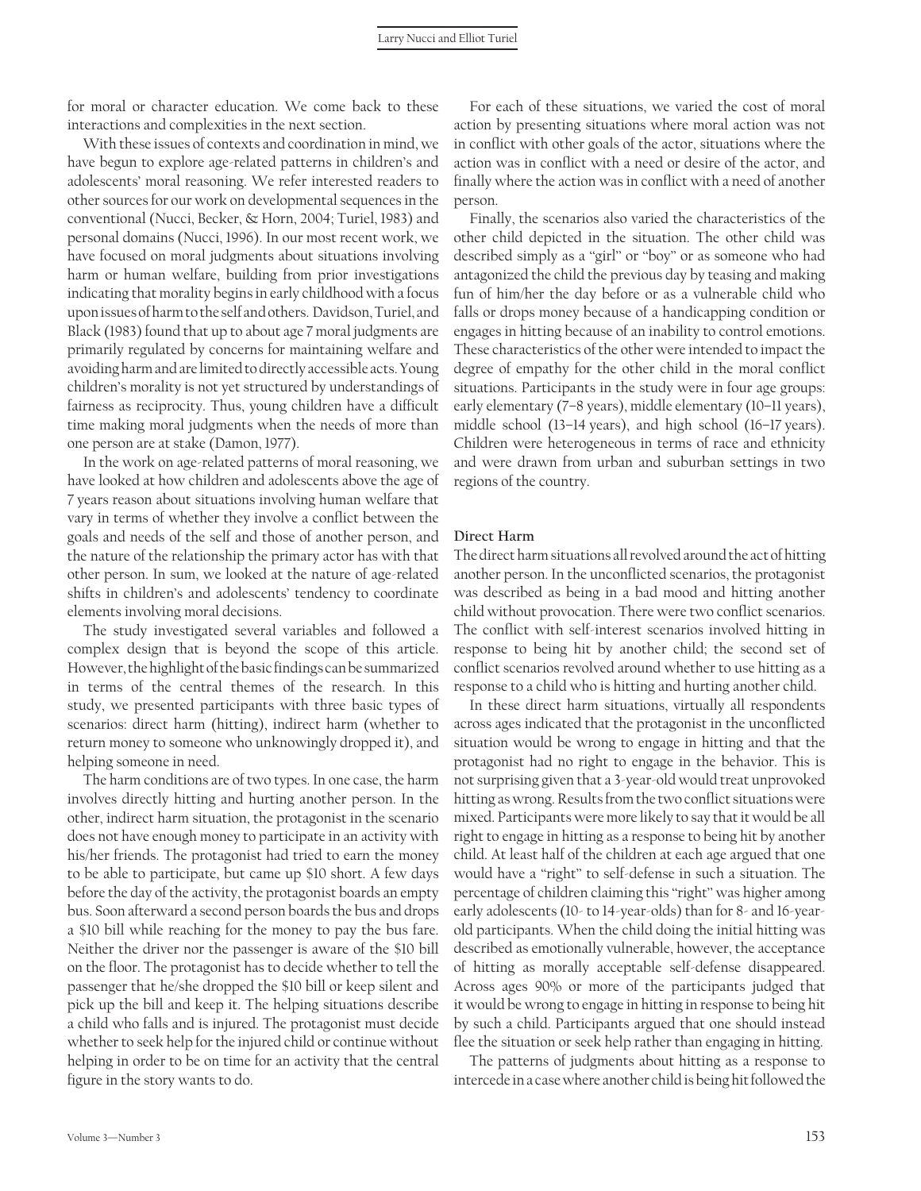for moral or character education. We come back to these interactions and complexities in the next section.

With these issues of contexts and coordination in mind, we have begun to explore age-related patterns in children's and adolescents' moral reasoning. We refer interested readers to other sources for our work on developmental sequences in the conventional (Nucci, Becker, & Horn, 2004; Turiel, 1983) and personal domains (Nucci, 1996). In our most recent work, we have focused on moral judgments about situations involving harm or human welfare, building from prior investigations indicating that morality begins in early childhood with a focus upon issues of harm to the self and others. Davidson, Turiel, and Black (1983) found that up to about age 7 moral judgments are primarily regulated by concerns for maintaining welfare and avoiding harm and are limited to directly accessible acts. Young children's morality is not yet structured by understandings of fairness as reciprocity. Thus, young children have a difficult time making moral judgments when the needs of more than one person are at stake (Damon, 1977).

In the work on age-related patterns of moral reasoning, we have looked at how children and adolescents above the age of 7 years reason about situations involving human welfare that vary in terms of whether they involve a conflict between the goals and needs of the self and those of another person, and the nature of the relationship the primary actor has with that other person. In sum, we looked at the nature of age-related shifts in children's and adolescents' tendency to coordinate elements involving moral decisions.

The study investigated several variables and followed a complex design that is beyond the scope of this article. However, the highlight of the basic findings can be summarized in terms of the central themes of the research. In this study, we presented participants with three basic types of scenarios: direct harm (hitting), indirect harm (whether to return money to someone who unknowingly dropped it), and helping someone in need.

The harm conditions are of two types. In one case, the harm involves directly hitting and hurting another person. In the other, indirect harm situation, the protagonist in the scenario does not have enough money to participate in an activity with his/her friends. The protagonist had tried to earn the money to be able to participate, but came up $10 short. A few days before the day of the activity, the protagonist boards an empty bus. Soon afterward a second person boards the bus and drops a $10 bill while reaching for the money to pay the bus fare. Neither the driver nor the passenger is aware of the $10 bill on the floor. The protagonist has to decide whether to tell the passenger that he/she dropped the $10 bill or keep silent and pick up the bill and keep it. The helping situations describe a child who falls and is injured. The protagonist must decide whether to seek help for the injured child or continue without helping in order to be on time for an activity that the central figure in the story wants to do.

For each of these situations, we varied the cost of moral action by presenting situations where moral action was not in conflict with other goals of the actor, situations where the action was in conflict with a need or desire of the actor, and finally where the action was in conflict with a need of another person.

Finally, the scenarios also varied the characteristics of the other child depicted in the situation. The other child was described simply as a "girl" or "boy" or as someone who had antagonized the child the previous day by teasing and making fun of him/her the day before or as a vulnerable child who falls or drops money because of a handicapping condition or engages in hitting because of an inability to control emotions. These characteristics of the other were intended to impact the degree of empathy for the other child in the moral conflict situations. Participants in the study were in four age groups: early elementary (7–8 years), middle elementary (10–11 years), middle school (13–14 years), and high school (16–17 years). Children were heterogeneous in terms of race and ethnicity and were drawn from urban and suburban settings in two regions of the country.

### Direct Harm

The direct harm situations all revolved around the act of hitting another person. In the unconflicted scenarios, the protagonist was described as being in a bad mood and hitting another child without provocation. There were two conflict scenarios. The conflict with self-interest scenarios involved hitting in response to being hit by another child; the second set of conflict scenarios revolved around whether to use hitting as a response to a child who is hitting and hurting another child.

In these direct harm situations, virtually all respondents across ages indicated that the protagonist in the unconflicted situation would be wrong to engage in hitting and that the protagonist had no right to engage in the behavior. This is not surprising given that a 3-year-old would treat unprovoked hitting as wrong. Results from the two conflict situations were mixed. Participants were more likely to say that it would be all right to engage in hitting as a response to being hit by another child. At least half of the children at each age argued that one would have a "right" to self-defense in such a situation. The percentage of children claiming this "right" was higher among early adolescents (10- to 14-year-olds) than for 8- and 16-year-old participants. When the child doing the initial hitting was described as emotionally vulnerable, however, the acceptance of hitting as morally acceptable self-defense disappeared. Across ages 90% or more of the participants judged that it would be wrong to engage in hitting in response to being hit by such a child. Participants argued that one should instead flee the situation or seek help rather than engaging in hitting.

The patterns of judgments about hitting as a response to intercede in a case where another child is being hit followed the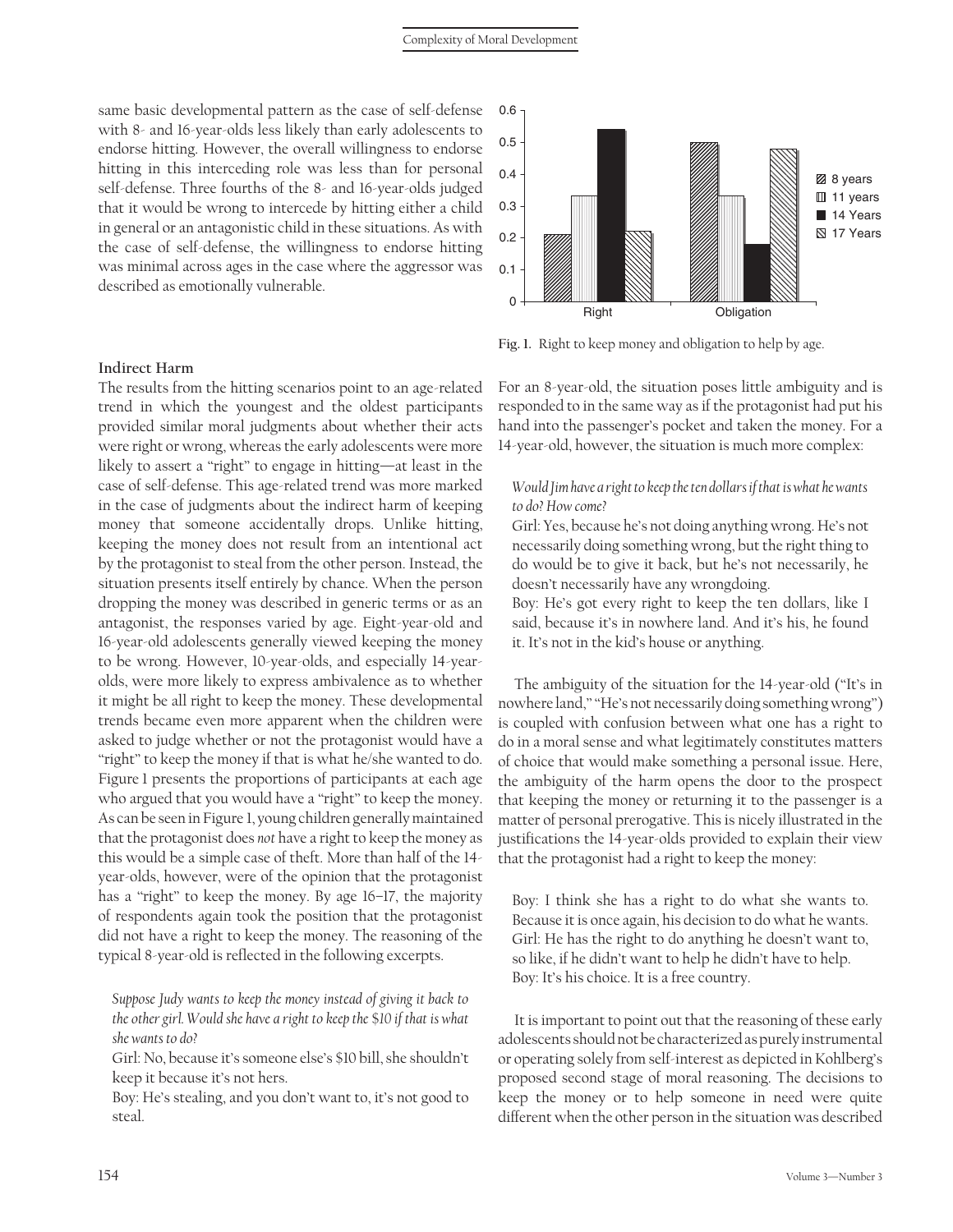same basic developmental pattern as the case of self-defense with 8- and 16-year-olds less likely than early adolescents to endorse hitting. However, the overall willingness to endorse hitting in this interceding role was less than for personal self-defense. Three fourths of the 8- and 16-year-olds judged that it would be wrong to intercede by hitting either a child in general or an antagonistic child in these situations. As with the case of self-defense, the willingness to endorse hitting was minimal across ages in the case where the aggressor was described as emotionally vulnerable.

0.6
0.5
0.4
0.3
0.2
0.1
0

Right
Obligation

8 years
11 years
14 Years
17 Years

Fig. 1. Right to keep money and obligation to help by age.

### Indirect Harm

The results from the hitting scenarios point to an age-related trend in which the youngest and the oldest participants provided similar moral judgments about whether their acts were right or wrong, whereas the early adolescents were more likely to assert a "right" to engage in hitting—at least in the case of self-defense. This age-related trend was more marked in the case of judgments about the indirect harm of keeping money that someone accidentally drops. Unlike hitting, keeping the money does not result from an intentional act by the protagonist to steal from the other person. Instead, the situation presents itself entirely by chance. When the person dropping the money was described in generic terms or as an antagonist, the responses varied by age. Eight-year-old and 16-year-old adolescents generally viewed keeping the money to be wrong. However, 10-year-olds, and especially 14-year-olds, were more likely to express ambivalence as to whether it might be all right to keep the money. These developmental trends became even more apparent when the children were asked to judge whether or not the protagonist would have a "right" to keep the money if that is what he/she wanted to do. Figure 1 presents the proportions of participants at each age who argued that you would have a "right" to keep the money. As can be seen in Figure 1, young children generally maintained that the protagonist does *not* have a right to keep the money as this would be a simple case of theft. More than half of the 14-year-olds, however, were of the opinion that the protagonist has a "right" to keep the money. By age 16–17, the majority of respondents again took the position that the protagonist did not have a right to keep the money. The reasoning of the typical 8-year-old is reflected in the following excerpts.

> *Suppose Judy wants to keep the money instead of giving it back to the other girl. Would she have a right to keep the $10 if that is what she wants to do?*
>
> Girl: No, because it's someone else's $10 bill, she shouldn't keep it because it's not hers.
>
> Boy: He's stealing, and you don't want to, it's not good to steal.

For an 8-year-old, the situation poses little ambiguity and is responded to in the same way as if the protagonist had put his hand into the passenger's pocket and taken the money. For a 14-year-old, however, the situation is much more complex:

> *Would Jim have a right to keep the ten dollars if that is what he wants to do? How come?*
>
> Girl: Yes, because he's not doing anything wrong. He's not necessarily doing something wrong, but the right thing to do would be to give it back, but he's not necessarily, he doesn't necessarily have any wrongdoing.
>
> Boy: He's got every right to keep the ten dollars, like I said, because it's in nowhere land. And it's his, he found it. It's not in the kid's house or anything.

The ambiguity of the situation for the 14-year-old ("It's in nowhere land," "He's not necessarily doing something wrong") is coupled with confusion between what one has a right to do in a moral sense and what legitimately constitutes matters of choice that would make something a personal issue. Here, the ambiguity of the harm opens the door to the prospect that keeping the money or returning it to the passenger is a matter of personal prerogative. This is nicely illustrated in the justifications the 14-year-olds provided to explain their view that the protagonist had a right to keep the money:

> Boy: I think she has a right to do what she wants to. Because it is once again, his decision to do what he wants.
>
> Girl: He has the right to do anything he doesn't want to, so like, if he didn't want to help he didn't have to help.
>
> Boy: It's his choice. It is a free country.

It is important to point out that the reasoning of these early adolescents should not be characterized as purely instrumental or operating solely from self-interest as depicted in Kohlberg's proposed second stage of moral reasoning. The decisions to keep the money or to help someone in need were quite different when the other person in the situation was described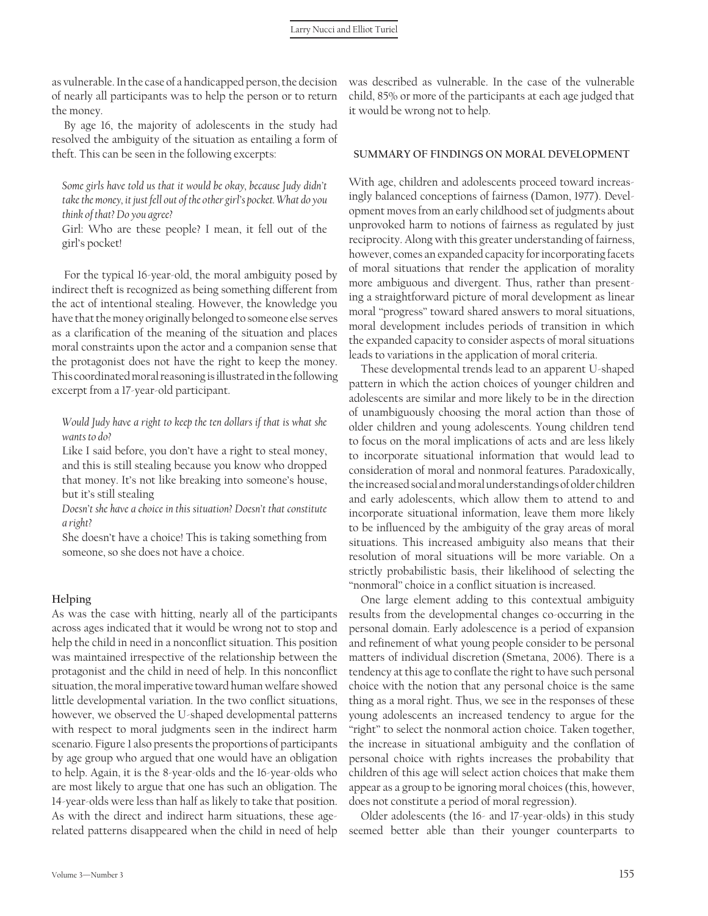as vulnerable. In the case of a handicapped person, the decision of nearly all participants was to help the person or to return the money.

By age 16, the majority of adolescents in the study had resolved the ambiguity of the situation as entailing a form of theft. This can be seen in the following excerpts:

*Some girls have told us that it would be okay, because Judy didn't take the money, it just fell out of the other girl's pocket. What do you think of that? Do you agree?*

Girl: Who are these people? I mean, it fell out of the girl's pocket!

For the typical 16-year-old, the moral ambiguity posed by indirect theft is recognized as being something different from the act of intentional stealing. However, the knowledge you have that the money originally belonged to someone else serves as a clarification of the meaning of the situation and places moral constraints upon the actor and a companion sense that the protagonist does not have the right to keep the money. This coordinated moral reasoning is illustrated in the following excerpt from a 17-year-old participant.

*Would Judy have a right to keep the ten dollars if that is what she wants to do?*

Like I said before, you don't have a right to steal money, and this is still stealing because you know who dropped that money. It's not like breaking into someone's house, but it's still stealing

*Doesn't she have a choice in this situation? Doesn't that constitute a right?*

She doesn't have a choice! This is taking something from someone, so she does not have a choice.

### Helping

As was the case with hitting, nearly all of the participants across ages indicated that it would be wrong not to stop and help the child in need in a nonconflict situation. This position was maintained irrespective of the relationship between the protagonist and the child in need of help. In this nonconflict situation, the moral imperative toward human welfare showed little developmental variation. In the two conflict situations, however, we observed the U-shaped developmental patterns with respect to moral judgments seen in the indirect harm scenario. Figure 1 also presents the proportions of participants by age group who argued that one would have an obligation to help. Again, it is the 8-year-olds and the 16-year-olds who are most likely to argue that one has such an obligation. The 14-year-olds were less than half as likely to take that position. As with the direct and indirect harm situations, these age-related patterns disappeared when the child in need of help was described as vulnerable. In the case of the vulnerable child, 85% or more of the participants at each age judged that it would be wrong not to help.

## SUMMARY OF FINDINGS ON MORAL DEVELOPMENT

With age, children and adolescents proceed toward increasingly balanced conceptions of fairness (Damon, 1977). Development moves from an early childhood set of judgments about unprovoked harm to notions of fairness as regulated by just reciprocity. Along with this greater understanding of fairness, however, comes an expanded capacity for incorporating facets of moral situations that render the application of morality more ambiguous and divergent. Thus, rather than presenting a straightforward picture of moral development as linear moral "progress" toward shared answers to moral situations, moral development includes periods of transition in which the expanded capacity to consider aspects of moral situations leads to variations in the application of moral criteria.

These developmental trends lead to an apparent U-shaped pattern in which the action choices of younger children and adolescents are similar and more likely to be in the direction of unambiguously choosing the moral action than those of older children and young adolescents. Young children tend to focus on the moral implications of acts and are less likely to incorporate situational information that would lead to consideration of moral and nonmoral features. Paradoxically, the increased social and moral understandings of older children and early adolescents, which allow them to attend to and incorporate situational information, leave them more likely to be influenced by the ambiguity of the gray areas of moral situations. This increased ambiguity also means that their resolution of moral situations will be more variable. On a strictly probabilistic basis, their likelihood of selecting the "nonmoral" choice in a conflict situation is increased.

One large element adding to this contextual ambiguity results from the developmental changes co-occurring in the personal domain. Early adolescence is a period of expansion and refinement of what young people consider to be personal matters of individual discretion (Smetana, 2006). There is a tendency at this age to conflate the right to have such personal choice with the notion that any personal choice is the same thing as a moral right. Thus, we see in the responses of these young adolescents an increased tendency to argue for the "right" to select the nonmoral action choice. Taken together, the increase in situational ambiguity and the conflation of personal choice with rights increases the probability that children of this age will select action choices that make them appear as a group to be ignoring moral choices (this, however, does not constitute a period of moral regression).

Older adolescents (the 16- and 17-year-olds) in this study seemed better able than their younger counterparts to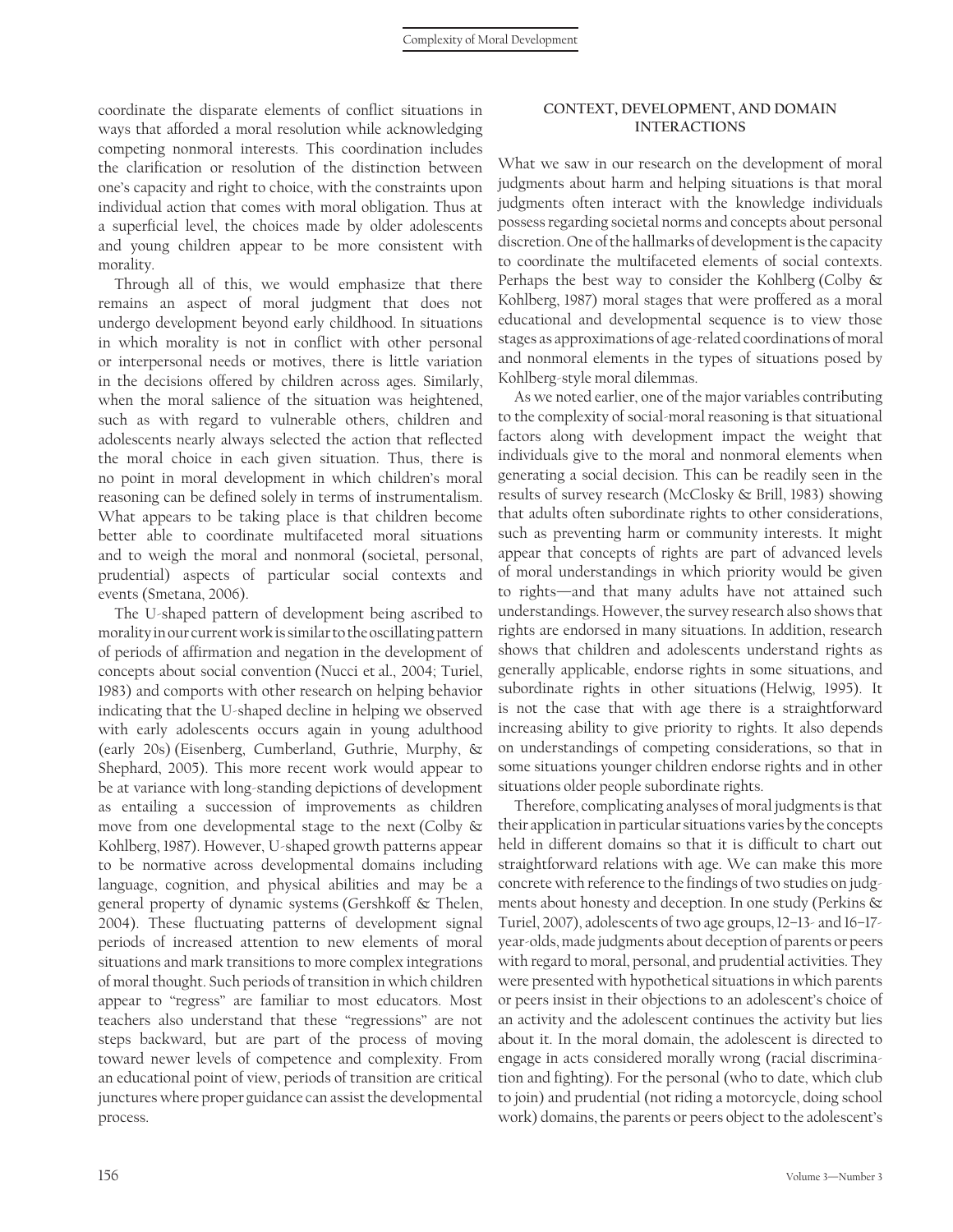coordinate the disparate elements of conflict situations in ways that afforded a moral resolution while acknowledging competing nonmoral interests. This coordination includes the clarification or resolution of the distinction between one's capacity and right to choice, with the constraints upon individual action that comes with moral obligation. Thus at a superficial level, the choices made by older adolescents and young children appear to be more consistent with morality.

Through all of this, we would emphasize that there remains an aspect of moral judgment that does not undergo development beyond early childhood. In situations in which morality is not in conflict with other personal or interpersonal needs or motives, there is little variation in the decisions offered by children across ages. Similarly, when the moral salience of the situation was heightened, such as with regard to vulnerable others, children and adolescents nearly always selected the action that reflected the moral choice in each given situation. Thus, there is no point in moral development in which children's moral reasoning can be defined solely in terms of instrumentalism. What appears to be taking place is that children become better able to coordinate multifaceted moral situations and to weigh the moral and nonmoral (societal, personal, prudential) aspects of particular social contexts and events (Smetana, 2006).

The U-shaped pattern of development being ascribed to morality in our current work is similar to the oscillating pattern of periods of affirmation and negation in the development of concepts about social convention (Nucci et al., 2004; Turiel, 1983) and comports with other research on helping behavior indicating that the U-shaped decline in helping we observed with early adolescents occurs again in young adulthood (early 20s) (Eisenberg, Cumberland, Guthrie, Murphy, & Shephard, 2005). This more recent work would appear to be at variance with long-standing depictions of development as entailing a succession of improvements as children move from one developmental stage to the next (Colby & Kohlberg, 1987). However, U-shaped growth patterns appear to be normative across developmental domains including language, cognition, and physical abilities and may be a general property of dynamic systems (Gershkoff & Thelen, 2004). These fluctuating patterns of development signal periods of increased attention to new elements of moral situations and mark transitions to more complex integrations of moral thought. Such periods of transition in which children appear to "regress" are familiar to most educators. Most teachers also understand that these "regressions" are not steps backward, but are part of the process of moving toward newer levels of competence and complexity. From an educational point of view, periods of transition are critical junctures where proper guidance can assist the developmental process.

## CONTEXT, DEVELOPMENT, AND DOMAIN INTERACTIONS

What we saw in our research on the development of moral judgments about harm and helping situations is that moral judgments often interact with the knowledge individuals possess regarding societal norms and concepts about personal discretion. One of the hallmarks of development is the capacity to coordinate the multifaceted elements of social contexts. Perhaps the best way to consider the Kohlberg (Colby & Kohlberg, 1987) moral stages that were proffered as a moral educational and developmental sequence is to view those stages as approximations of age-related coordinations of moral and nonmoral elements in the types of situations posed by Kohlberg-style moral dilemmas.

As we noted earlier, one of the major variables contributing to the complexity of social-moral reasoning is that situational factors along with development impact the weight that individuals give to the moral and nonmoral elements when generating a social decision. This can be readily seen in the results of survey research (McClosky & Brill, 1983) showing that adults often subordinate rights to other considerations, such as preventing harm or community interests. It might appear that concepts of rights are part of advanced levels of moral understandings in which priority would be given to rights—and that many adults have not attained such understandings. However, the survey research also shows that rights are endorsed in many situations. In addition, research shows that children and adolescents understand rights as generally applicable, endorse rights in some situations, and subordinate rights in other situations (Helwig, 1995). It is not the case that with age there is a straightforward increasing ability to give priority to rights. It also depends on understandings of competing considerations, so that in some situations younger children endorse rights and in other situations older people subordinate rights.

Therefore, complicating analyses of moral judgments is that their application in particular situations varies by the concepts held in different domains so that it is difficult to chart out straightforward relations with age. We can make this more concrete with reference to the findings of two studies on judgments about honesty and deception. In one study (Perkins & Turiel, 2007), adolescents of two age groups, 12–13- and 16–17-year-olds, made judgments about deception of parents or peers with regard to moral, personal, and prudential activities. They were presented with hypothetical situations in which parents or peers insist in their objections to an adolescent's choice of an activity and the adolescent continues the activity but lies about it. In the moral domain, the adolescent is directed to engage in acts considered morally wrong (racial discrimination and fighting). For the personal (who to date, which club to join) and prudential (not riding a motorcycle, doing school work) domains, the parents or peers object to the adolescent's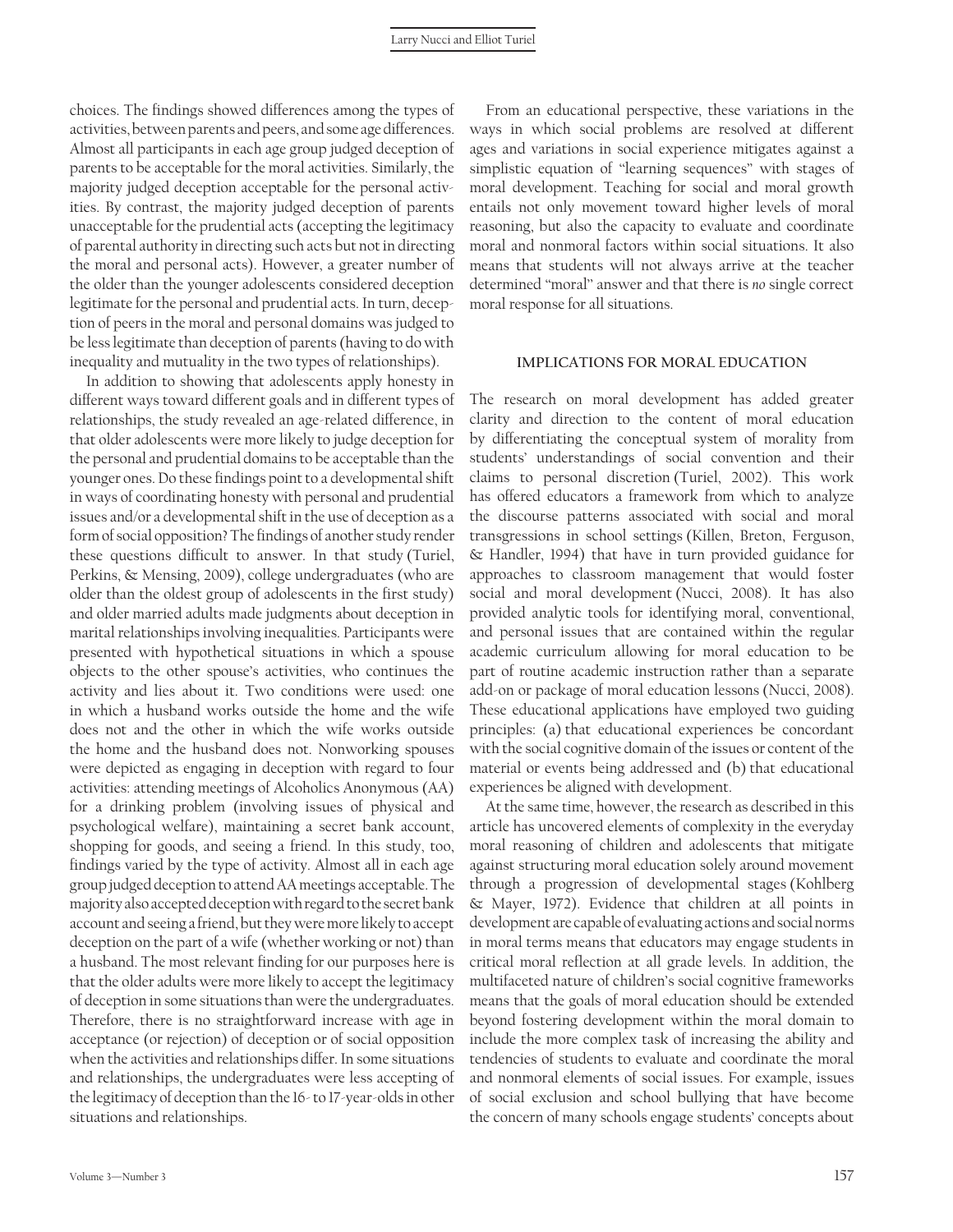choices. The findings showed differences among the types of activities, between parents and peers, and some age differences. Almost all participants in each age group judged deception of parents to be acceptable for the moral activities. Similarly, the majority judged deception acceptable for the personal activities. By contrast, the majority judged deception of parents unacceptable for the prudential acts (accepting the legitimacy of parental authority in directing such acts but not in directing the moral and personal acts). However, a greater number of the older than the younger adolescents considered deception legitimate for the personal and prudential acts. In turn, deception of peers in the moral and personal domains was judged to be less legitimate than deception of parents (having to do with inequality and mutuality in the two types of relationships).

In addition to showing that adolescents apply honesty in different ways toward different goals and in different types of relationships, the study revealed an age-related difference, in that older adolescents were more likely to judge deception for the personal and prudential domains to be acceptable than the younger ones. Do these findings point to a developmental shift in ways of coordinating honesty with personal and prudential issues and/or a developmental shift in the use of deception as a form of social opposition? The findings of another study render these questions difficult to answer. In that study (Turiel, Perkins, & Mensing, 2009), college undergraduates (who are older than the oldest group of adolescents in the first study) and older married adults made judgments about deception in marital relationships involving inequalities. Participants were presented with hypothetical situations in which a spouse objects to the other spouse's activities, who continues the activity and lies about it. Two conditions were used: one in which a husband works outside the home and the wife does not and the other in which the wife works outside the home and the husband does not. Nonworking spouses were depicted as engaging in deception with regard to four activities: attending meetings of Alcoholics Anonymous (AA) for a drinking problem (involving issues of physical and psychological welfare), maintaining a secret bank account, shopping for goods, and seeing a friend. In this study, too, findings varied by the type of activity. Almost all in each age group judged deception to attend AA meetings acceptable. The majority also accepted deception with regard to the secret bank account and seeing a friend, but they were more likely to accept deception on the part of a wife (whether working or not) than a husband. The most relevant finding for our purposes here is that the older adults were more likely to accept the legitimacy of deception in some situations than were the undergraduates. Therefore, there is no straightforward increase with age in acceptance (or rejection) of deception or of social opposition when the activities and relationships differ. In some situations and relationships, the undergraduates were less accepting of the legitimacy of deception than the 16- to 17-year-olds in other situations and relationships.

From an educational perspective, these variations in the ways in which social problems are resolved at different ages and variations in social experience mitigates against a simplistic equation of "learning sequences" with stages of moral development. Teaching for social and moral growth entails not only movement toward higher levels of moral reasoning, but also the capacity to evaluate and coordinate moral and nonmoral factors within social situations. It also means that students will not always arrive at the teacher determined "moral" answer and that there is *no* single correct moral response for all situations.

## IMPLICATIONS FOR MORAL EDUCATION

The research on moral development has added greater clarity and direction to the content of moral education by differentiating the conceptual system of morality from students' understandings of social convention and their claims to personal discretion (Turiel, 2002). This work has offered educators a framework from which to analyze the discourse patterns associated with social and moral transgressions in school settings (Killen, Breton, Ferguson, & Handler, 1994) that have in turn provided guidance for approaches to classroom management that would foster social and moral development (Nucci, 2008). It has also provided analytic tools for identifying moral, conventional, and personal issues that are contained within the regular academic curriculum allowing for moral education to be part of routine academic instruction rather than a separate add-on or package of moral education lessons (Nucci, 2008). These educational applications have employed two guiding principles: (a) that educational experiences be concordant with the social cognitive domain of the issues or content of the material or events being addressed and (b) that educational experiences be aligned with development.

At the same time, however, the research as described in this article has uncovered elements of complexity in the everyday moral reasoning of children and adolescents that mitigate against structuring moral education solely around movement through a progression of developmental stages (Kohlberg & Mayer, 1972). Evidence that children at all points in development are capable of evaluating actions and social norms in moral terms means that educators may engage students in critical moral reflection at all grade levels. In addition, the multifaceted nature of children's social cognitive frameworks means that the goals of moral education should be extended beyond fostering development within the moral domain to include the more complex task of increasing the ability and tendencies of students to evaluate and coordinate the moral and nonmoral elements of social issues. For example, issues of social exclusion and school bullying that have become the concern of many schools engage students' concepts about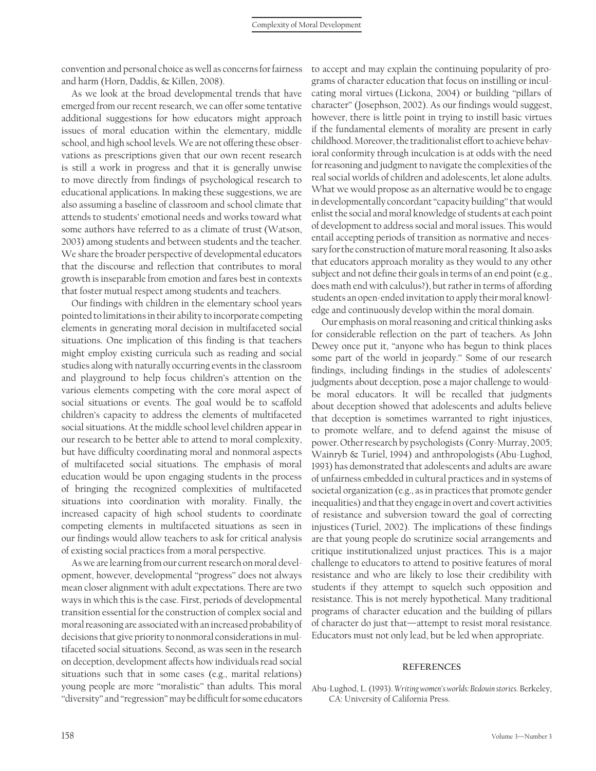convention and personal choice as well as concerns for fairness and harm (Horn, Daddis, & Killen, 2008).

As we look at the broad developmental trends that have emerged from our recent research, we can offer some tentative additional suggestions for how educators might approach issues of moral education within the elementary, middle school, and high school levels. We are not offering these observations as prescriptions given that our own recent research is still a work in progress and that it is generally unwise to move directly from findings of psychological research to educational applications. In making these suggestions, we are also assuming a baseline of classroom and school climate that attends to students' emotional needs and works toward what some authors have referred to as a climate of trust (Watson, 2003) among students and between students and the teacher. We share the broader perspective of developmental educators that the discourse and reflection that contributes to moral growth is inseparable from emotion and fares best in contexts that foster mutual respect among students and teachers.

Our findings with children in the elementary school years pointed to limitations in their ability to incorporate competing elements in generating moral decision in multifaceted social situations. One implication of this finding is that teachers might employ existing curricula such as reading and social studies along with naturally occurring events in the classroom and playground to help focus children's attention on the various elements competing with the core moral aspect of social situations or events. The goal would be to scaffold children's capacity to address the elements of multifaceted social situations. At the middle school level children appear in our research to be better able to attend to moral complexity, but have difficulty coordinating moral and nonmoral aspects of multifaceted social situations. The emphasis of moral education would be upon engaging students in the process of bringing the recognized complexities of multifaceted situations into coordination with morality. Finally, the increased capacity of high school students to coordinate competing elements in multifaceted situations as seen in our findings would allow teachers to ask for critical analysis of existing social practices from a moral perspective.

As we are learning from our current research on moral development, however, developmental "progress" does not always mean closer alignment with adult expectations. There are two ways in which this is the case. First, periods of developmental transition essential for the construction of complex social and moral reasoning are associated with an increased probability of decisions that give priority to nonmoral considerations in multifaceted social situations. Second, as was seen in the research on deception, development affects how individuals read social situations such that in some cases (e.g., marital relations) young people are more "moralistic" than adults. This moral "diversity" and "regression" may be difficult for some educators to accept and may explain the continuing popularity of programs of character education that focus on instilling or inculcating moral virtues (Lickona, 2004) or building "pillars of character" (Josephson, 2002). As our findings would suggest, however, there is little point in trying to instill basic virtues if the fundamental elements of morality are present in early childhood. Moreover, the traditionalist effort to achieve behavioral conformity through inculcation is at odds with the need for reasoning and judgment to navigate the complexities of the real social worlds of children and adolescents, let alone adults. What we would propose as an alternative would be to engage in developmentally concordant "capacity building" that would enlist the social and moral knowledge of students at each point of development to address social and moral issues. This would entail accepting periods of transition as normative and necessary for the construction of mature moral reasoning. It also asks that educators approach morality as they would to any other subject and not define their goals in terms of an end point (e.g., does math end with calculus?), but rather in terms of affording students an open-ended invitation to apply their moral knowledge and continuously develop within the moral domain.

Our emphasis on moral reasoning and critical thinking asks for considerable reflection on the part of teachers. As John Dewey once put it, "anyone who has begun to think places some part of the world in jeopardy." Some of our research findings, including findings in the studies of adolescents' judgments about deception, pose a major challenge to would-be moral educators. It will be recalled that judgments about deception showed that adolescents and adults believe that deception is sometimes warranted to right injustices, to promote welfare, and to defend against the misuse of power. Other research by psychologists (Conry-Murray, 2005; Wainryb & Turiel, 1994) and anthropologists (Abu-Lughod, 1993) has demonstrated that adolescents and adults are aware of unfairness embedded in cultural practices and in systems of societal organization (e.g., as in practices that promote gender inequalities) and that they engage in overt and covert activities of resistance and subversion toward the goal of correcting injustices (Turiel, 2002). The implications of these findings are that young people do scrutinize social arrangements and critique institutionalized unjust practices. This is a major challenge to educators to attend to positive features of moral resistance and who are likely to lose their credibility with students if they attempt to squelch such opposition and resistance. This is not merely hypothetical. Many traditional programs of character education and the building of pillars of character do just that—attempt to resist moral resistance. Educators must not only lead, but be led when appropriate.

## REFERENCES

Abu-Lughod, L. (1993). *Writing women's worlds: Bedouin stories.* Berkeley, CA: University of California Press.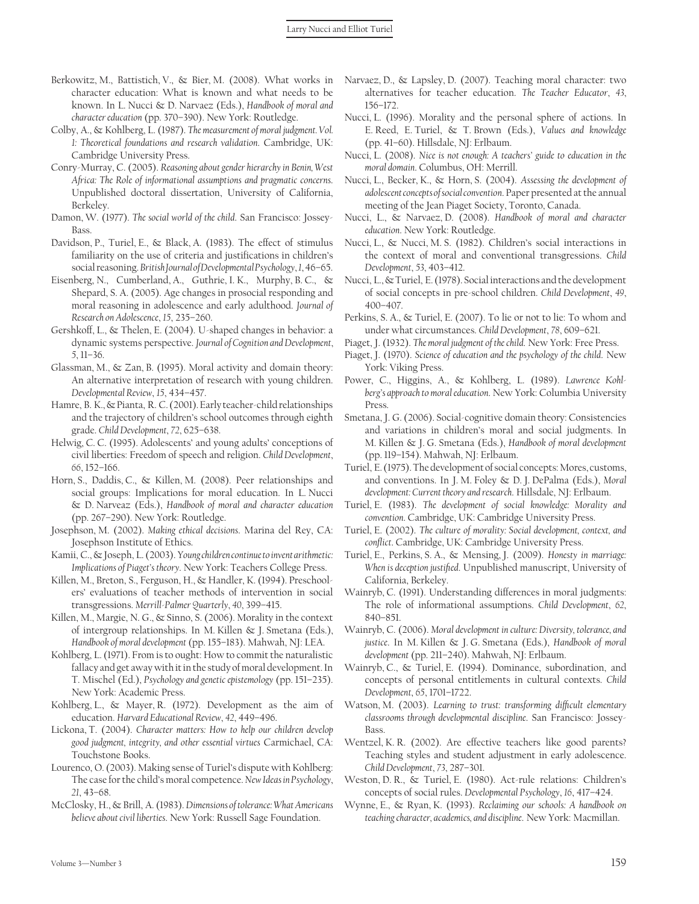Berkowitz, M., Battistich, V., & Bier, M. (2008). What works in character education: What is known and what needs to be known. In L. Nucci & D. Narvaez (Eds.), *Handbook of moral and character education* (pp. 370–390). New York: Routledge.

Colby, A., & Kohlberg, L. (1987). *The measurement of moral judgment. Vol. 1: Theoretical foundations and research validation*. Cambridge, UK: Cambridge University Press.

Conry-Murray, C. (2005). *Reasoning about gender hierarchy in Benin, West Africa: The Role of informational assumptions and pragmatic concerns*. Unpublished doctoral dissertation, University of California, Berkeley.

Damon, W. (1977). *The social world of the child*. San Francisco: Jossey-Bass.

Davidson, P., Turiel, E., & Black, A. (1983). The effect of stimulus familiarity on the use of criteria and justifications in children's social reasoning. *British Journal of Developmental Psychology*, *1*, 46–65.

Eisenberg, N., Cumberland, A., Guthrie, I. K., Murphy, B. C., & Shepard, S. A. (2005). Age changes in prosocial responding and moral reasoning in adolescence and early adulthood. *Journal of Research on Adolescence*, *15*, 235–260.

Gershkoff, L., & Thelen, E. (2004). U-shaped changes in behavior: a dynamic systems perspective. *Journal of Cognition and Development*, *5*, 11–36.

Glassman, M., & Zan, B. (1995). Moral activity and domain theory: An alternative interpretation of research with young children. *Developmental Review*, *15*, 434–457.

Hamre, B. K., & Pianta, R. C. (2001). Early teacher-child relationships and the trajectory of children's school outcomes through eighth grade. *Child Development*, *72*, 625–638.

Helwig, C. C. (1995). Adolescents' and young adults' conceptions of civil liberties: Freedom of speech and religion. *Child Development*, *66*, 152–166.

Horn, S., Daddis, C., & Killen, M. (2008). Peer relationships and social groups: Implications for moral education. In L. Nucci & D. Narveaz (Eds.), *Handbook of moral and character education* (pp. 267–290). New York: Routledge.

Josephson, M. (2002). *Making ethical decisions*. Marina del Rey, CA: Josephson Institute of Ethics.

Kamii, C., & Joseph, L. (2003). *Young children continue to invent arithmetic: Implications of Piaget's theory*. New York: Teachers College Press.

Killen, M., Breton, S., Ferguson, H., & Handler, K. (1994). Preschoolers' evaluations of teacher methods of intervention in social transgressions. *Merrill-Palmer Quarterly*, *40*, 399–415.

Killen, M., Margie, N. G., & Sinno, S. (2006). Morality in the context of intergroup relationships. In M. Killen & J. Smetana (Eds.), *Handbook of moral development* (pp. 155–183). Mahwah, NJ: LEA.

Kohlberg, L. (1971). From is to ought: How to commit the naturalistic fallacy and get away with it in the study of moral development. In T. Mischel (Ed.), *Psychology and genetic epistemology* (pp. 151–235). New York: Academic Press.

Kohlberg, L., & Mayer, R. (1972). Development as the aim of education. *Harvard Educational Review*, *42*, 449–496.

Lickona, T. (2004). *Character matters: How to help our children develop good judgment, integrity, and other essential virtues* Carmichael, CA: Touchstone Books.

Lourenco, O. (2003). Making sense of Turiel's dispute with Kohlberg: The case for the child's moral competence. *New Ideas in Psychology*, *21*, 43–68.

McClosky, H., & Brill, A. (1983). *Dimensions of tolerance: What Americans believe about civil liberties*. New York: Russell Sage Foundation.

Narvaez, D., & Lapsley, D. (2007). Teaching moral character: two alternatives for teacher education. *The Teacher Educator*, *43*, 156–172.

Nucci, L. (1996). Morality and the personal sphere of actions. In E. Reed, E. Turiel, & T. Brown (Eds.), *Values and knowledge* (pp. 41–60). Hillsdale, NJ: Erlbaum.

Nucci, L. (2008). *Nice is not enough: A teachers' guide to education in the moral domain*. Columbus, OH: Merrill.

Nucci, L., Becker, K., & Horn, S. (2004). *Assessing the development of adolescent concepts of social convention*. Paper presented at the annual meeting of the Jean Piaget Society, Toronto, Canada.

Nucci, L., & Narvaez, D. (2008). *Handbook of moral and character education*. New York: Routledge.

Nucci, L., & Nucci, M. S. (1982). Children's social interactions in the context of moral and conventional transgressions. *Child Development*, *53*, 403–412.

Nucci, L., & Turiel, E. (1978). Social interactions and the development of social concepts in pre-school children. *Child Development*, *49*, 400–407.

Perkins, S. A., & Turiel, E. (2007). To lie or not to lie: To whom and under what circumstances. *Child Development*, *78*, 609–621.

Piaget, J. (1932). *The moral judgment of the child*. New York: Free Press.

Piaget, J. (1970). *Science of education and the psychology of the child*. New York: Viking Press.

Power, C., Higgins, A., & Kohlberg, L. (1989). *Lawrence Kohlberg's approach to moral education*. New York: Columbia University Press.

Smetana, J. G. (2006). Social-cognitive domain theory: Consistencies and variations in children's moral and social judgments. In M. Killen & J. G. Smetana (Eds.), *Handbook of moral development* (pp. 119–154). Mahwah, NJ: Erlbaum.

Turiel, E. (1975). The development of social concepts: Mores, customs, and conventions. In J. M. Foley & D. J. DePalma (Eds.), *Moral development: Current theory and research*. Hillsdale, NJ: Erlbaum.

Turiel, E. (1983). *The development of social knowledge: Morality and convention*. Cambridge, UK: Cambridge University Press.

Turiel, E. (2002). *The culture of morality: Social development, context, and conflict*. Cambridge, UK: Cambridge University Press.

Turiel, E., Perkins, S. A., & Mensing, J. (2009). *Honesty in marriage: When is deception justified*. Unpublished manuscript, University of California, Berkeley.

Wainryb, C. (1991). Understanding differences in moral judgments: The role of informational assumptions. *Child Development*, *62*, 840–851.

Wainryb, C. (2006). *Moral development in culture: Diversity, tolerance, and justice*. In M. Killen & J. G. Smetana (Eds.), *Handbook of moral development* (pp. 211–240). Mahwah, NJ: Erlbaum.

Wainryb, C., & Turiel, E. (1994). Dominance, subordination, and concepts of personal entitlements in cultural contexts. *Child Development*, *65*, 1701–1722.

Watson, M. (2003). *Learning to trust: transforming difficult elementary classrooms through developmental discipline*. San Francisco: Jossey-Bass.

Wentzel, K. R. (2002). Are effective teachers like good parents? Teaching styles and student adjustment in early adolescence. *Child Development*, *73*, 287–301.

Weston, D. R., & Turiel, E. (1980). Act-rule relations: Children's concepts of social rules. *Developmental Psychology*, *16*, 417–424.

Wynne, E., & Ryan, K. (1993). *Reclaiming our schools: A handbook on teaching character, academics, and discipline*. New York: Macmillan.